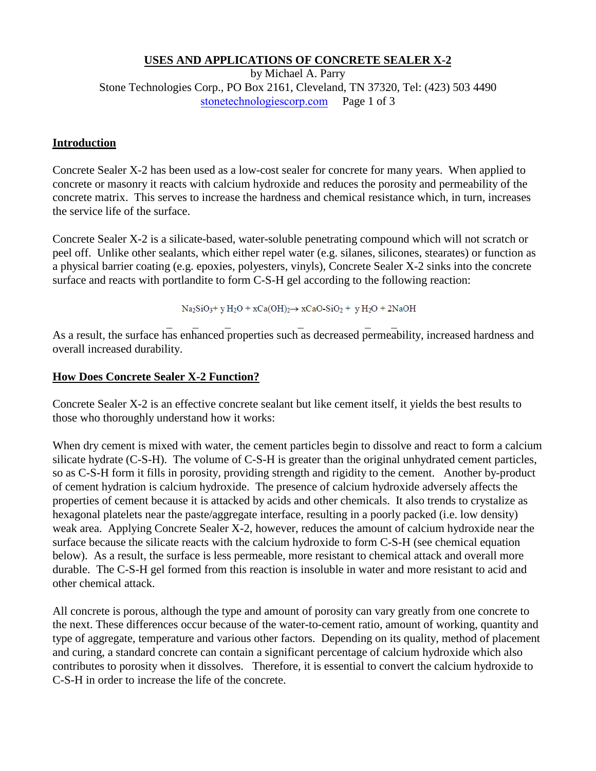# USES AND APPLICATIONS OF CONCRETE SEALER X-2

by Michael A. Parry

Stone Technologies Corp., PO Box 2161, Cleveland, TN 37320, Tel: (423) 503 4490

stonetechnologiescorp.com

## Introduction

Concrete Sealer X-2 has been used as a low-cost sealer for concrete for many years. When applied to concrete or masonry it reacts with calcium hydroxide and reduces the porosity and permeability of the concrete matrix. This serves to increase the hardness and chemical resistance which, in turn, increases the service life of the surface.

Concrete Sealer X-2 is a silicate-based, water-soluble penetrating compound which will not scratch or peel off. Unlike other sealants, which either repel water (e.g. silanes, silicones, stearates) or function as a physical barrier coating (e.g. epoxies, polyesters, vinyls), Concrete Sealer X-2 sinks into the concrete surface and reacts with portlandite to form C-S-H gel according to the following reaction:

$$Na_2SiO_3 + y\,H_2O + xCa(OH)_2 \rightarrow xCaO\text{-}SiO_2 + y\,H_2O + 2NaOH$$

As a result, the surface has enhanced properties such as decreased permeability, increased hardness and overall increased durability.

## How Does Concrete Sealer X-2 Function?

Concrete Sealer X-2 is an effective concrete sealant but like cement itself, it yields the best results to those who thoroughly understand how it works:

When dry cement is mixed with water, the cement particles begin to dissolve and react to form a calcium silicate hydrate (C-S-H). The volume of C-S-H is greater than the original unhydrated cement particles, so as C-S-H form it fills in porosity, providing strength and rigidity to the cement. Another by-product of cement hydration is calcium hydroxide. The presence of calcium hydroxide adversely affects the properties of cement because it is attacked by acids and other chemicals. It also trends to crystalize as hexagonal platelets near the paste/aggregate interface, resulting in a poorly packed (i.e. low density) weak area. Applying Concrete Sealer X-2, however, reduces the amount of calcium hydroxide near the surface because the silicate reacts with the calcium hydroxide to form C-S-H (see chemical equation below). As a result, the surface is less permeable, more resistant to chemical attack and overall more durable. The C-S-H gel formed from this reaction is insoluble in water and more resistant to acid and other chemical attack.

All concrete is porous, although the type and amount of porosity can vary greatly from one concrete to the next. These differences occur because of the water-to-cement ratio, amount of working, quantity and type of aggregate, temperature and various other factors. Depending on its quality, method of placement and curing, a standard concrete can contain a significant percentage of calcium hydroxide which also contributes to porosity when it dissolves. Therefore, it is essential to convert the calcium hydroxide to C-S-H in order to increase the life of the concrete.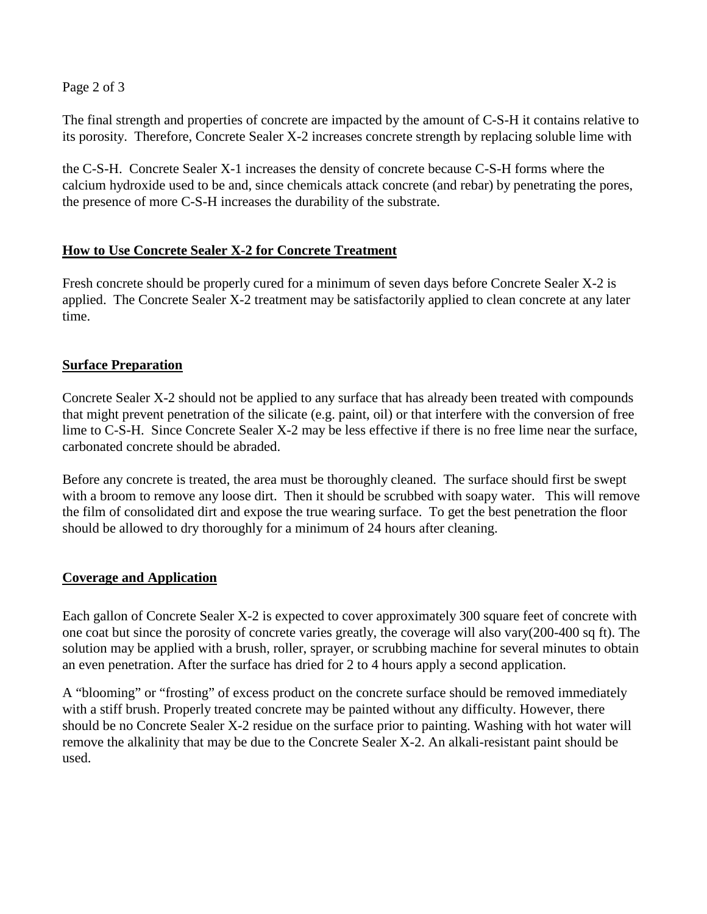The final strength and properties of concrete are impacted by the amount of C-S-H it contains relative to its porosity. Therefore, Concrete Sealer X-2 increases concrete strength by replacing soluble lime with

the C-S-H. Concrete Sealer X-1 increases the density of concrete because C-S-H forms where the calcium hydroxide used to be and, since chemicals attack concrete (and rebar) by penetrating the pores, the presence of more C-S-H increases the durability of the substrate.

## How to Use Concrete Sealer X-2 for Concrete Treatment

Fresh concrete should be properly cured for a minimum of seven days before Concrete Sealer X-2 is applied. The Concrete Sealer X-2 treatment may be satisfactorily applied to clean concrete at any later time.

## Surface Preparation

Concrete Sealer X-2 should not be applied to any surface that has already been treated with compounds that might prevent penetration of the silicate (e.g. paint, oil) or that interfere with the conversion of free lime to C-S-H. Since Concrete Sealer X-2 may be less effective if there is no free lime near the surface, carbonated concrete should be abraded.

Before any concrete is treated, the area must be thoroughly cleaned. The surface should first be swept with a broom to remove any loose dirt. Then it should be scrubbed with soapy water. This will remove the film of consolidated dirt and expose the true wearing surface. To get the best penetration the floor should be allowed to dry thoroughly for a minimum of 24 hours after cleaning.

## Coverage and Application

Each gallon of Concrete Sealer X-2 is expected to cover approximately 300 square feet of concrete with one coat but since the porosity of concrete varies greatly, the coverage will also vary(200-400 sq ft). The solution may be applied with a brush, roller, sprayer, or scrubbing machine for several minutes to obtain an even penetration. After the surface has dried for 2 to 4 hours apply a second application.

A "blooming" or "frosting" of excess product on the concrete surface should be removed immediately with a stiff brush. Properly treated concrete may be painted without any difficulty. However, there should be no Concrete Sealer X-2 residue on the surface prior to painting. Washing with hot water will remove the alkalinity that may be due to the Concrete Sealer X-2. An alkali-resistant paint should be used.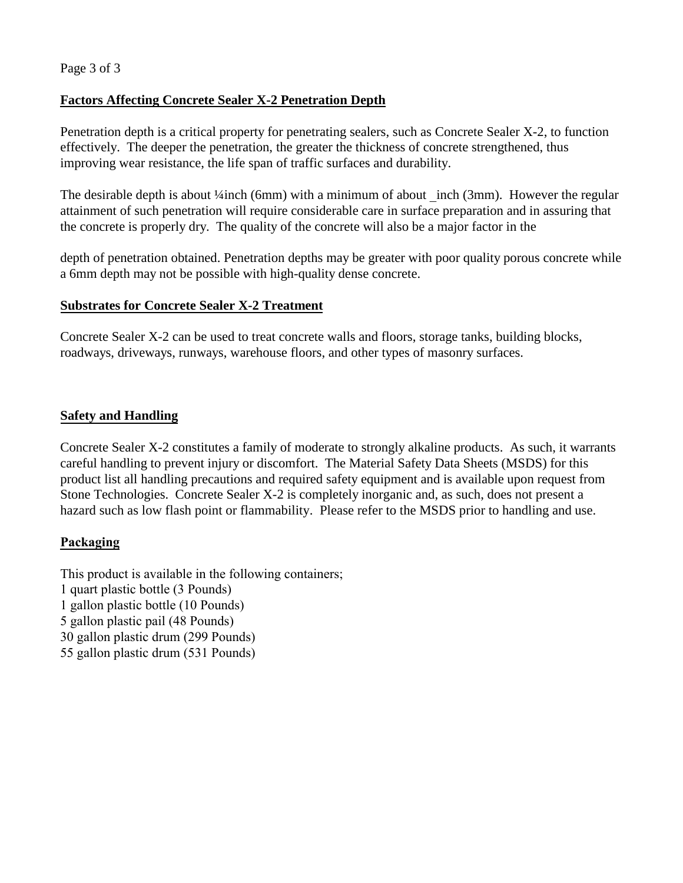## Factors Affecting Concrete Sealer X-2 Penetration Depth

Penetration depth is a critical property for penetrating sealers, such as Concrete Sealer X-2, to function effectively. The deeper the penetration, the greater the thickness of concrete strengthened, thus improving wear resistance, the life span of traffic surfaces and durability.

The desirable depth is about ¼inch (6mm) with a minimum of about _inch (3mm). However the regular attainment of such penetration will require considerable care in surface preparation and in assuring that the concrete is properly dry. The quality of the concrete will also be a major factor in the

depth of penetration obtained. Penetration depths may be greater with poor quality porous concrete while a 6mm depth may not be possible with high-quality dense concrete.

## Substrates for Concrete Sealer X-2 Treatment

Concrete Sealer X-2 can be used to treat concrete walls and floors, storage tanks, building blocks, roadways, driveways, runways, warehouse floors, and other types of masonry surfaces.

## Safety and Handling

Concrete Sealer X-2 constitutes a family of moderate to strongly alkaline products. As such, it warrants careful handling to prevent injury or discomfort. The Material Safety Data Sheets (MSDS) for this product list all handling precautions and required safety equipment and is available upon request from Stone Technologies. Concrete Sealer X-2 is completely inorganic and, as such, does not present a hazard such as low flash point or flammability. Please refer to the MSDS prior to handling and use.

## Packaging

This product is available in the following containers;
1 quart plastic bottle (3 Pounds)
1 gallon plastic bottle (10 Pounds)
5 gallon plastic pail (48 Pounds)
30 gallon plastic drum (299 Pounds)
55 gallon plastic drum (531 Pounds)